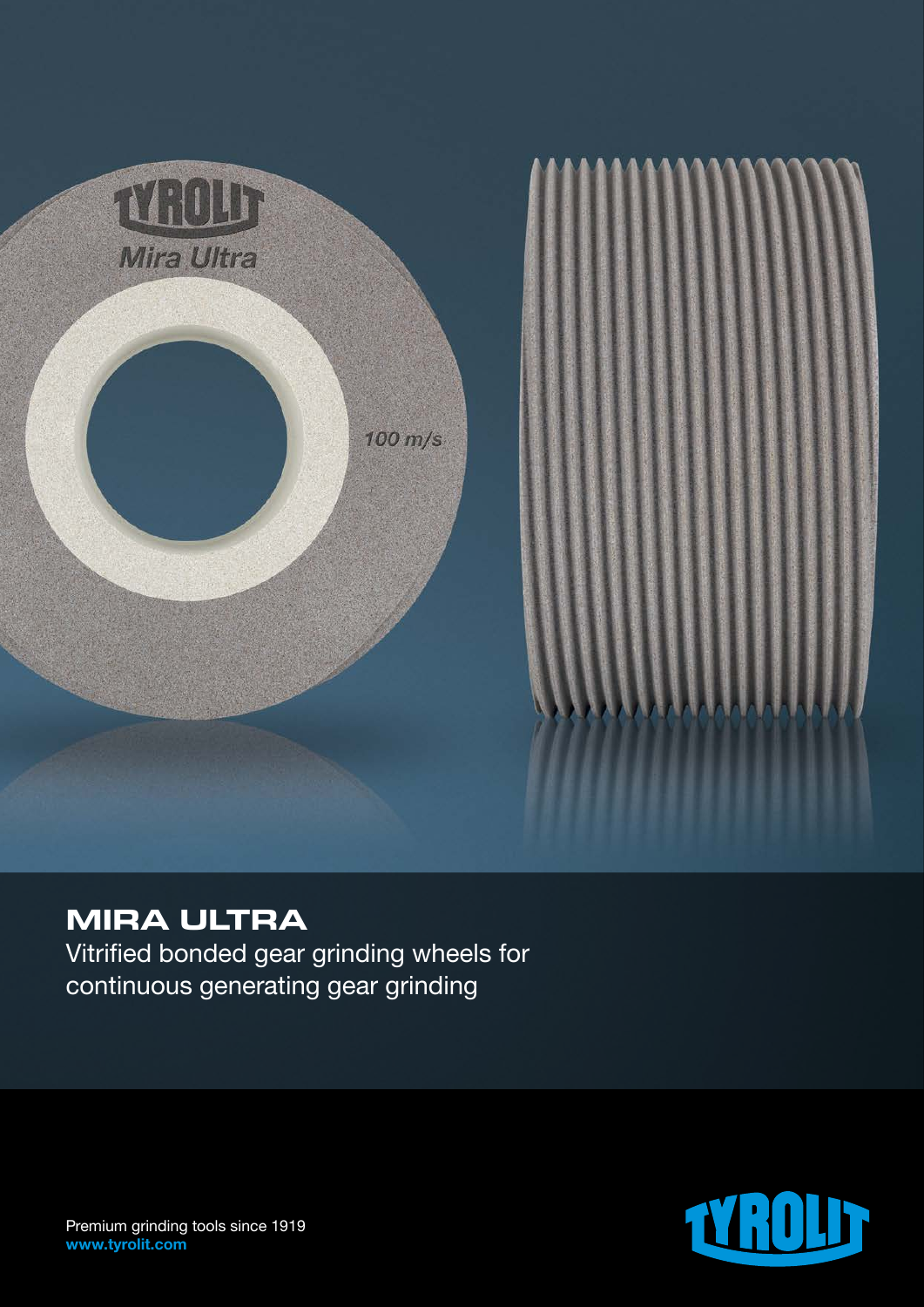# MIRA ULTRA

Vitrified bonded gear grinding wheels for continuous generating gear grinding

Premium grinding tools since 1919
**www.tyrolit.com**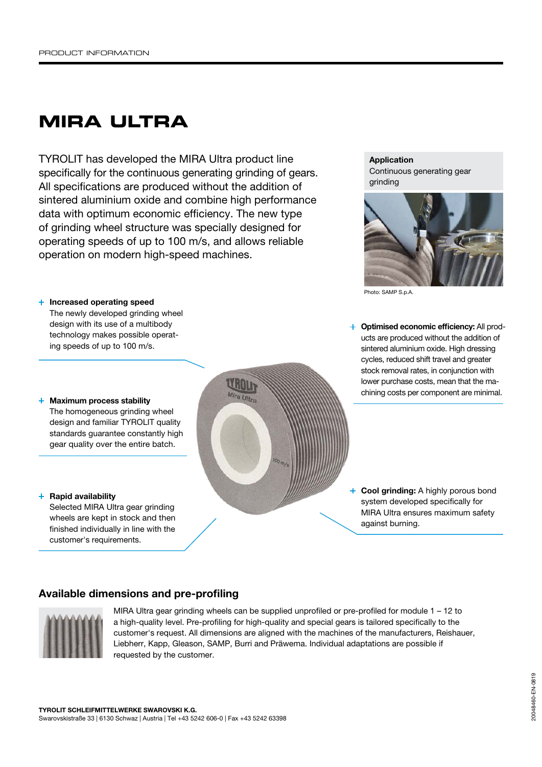# MIRA ULTRA

TYROLIT has developed the MIRA Ultra product line specifically for the continuous generating grinding of gears. All specifications are produced without the addition of sintered aluminium oxide and combine high performance data with optimum economic efficiency. The new type of grinding wheel structure was specially designed for operating speeds of up to 100 m/s, and allows reliable operation on modern high-speed machines.

**Application**
Continuous generating gear grinding

Photo: SAMP S.p.A.

+ **Increased operating speed**
  The newly developed grinding wheel design with its use of a multibody technology makes possible operating speeds of up to 100 m/s.

+ **Maximum process stability**
  The homogeneous grinding wheel design and familiar TYROLIT quality standards guarantee constantly high gear quality over the entire batch.

+ **Rapid availability**
  Selected MIRA Ultra gear grinding wheels are kept in stock and then finished individually in line with the customer's requirements.

+ **Optimised economic efficiency:** All products are produced without the addition of sintered aluminium oxide. High dressing cycles, reduced shift travel and greater stock removal rates, in conjunction with lower purchase costs, mean that the machining costs per component are minimal.

+ **Cool grinding:** A highly porous bond system developed specifically for MIRA Ultra ensures maximum safety against burning.

## Available dimensions and pre-profiling

MIRA Ultra gear grinding wheels can be supplied unprofiled or pre-profiled for module 1 – 12 to a high-quality level. Pre-profiling for high-quality and special gears is tailored specifically to the customer's request. All dimensions are aligned with the machines of the manufacturers, Reishauer, Liebherr, Kapp, Gleason, SAMP, Burri and Präwema. Individual adaptations are possible if requested by the customer.

**TYROLIT SCHLEIFMITTELWERKE SWAROVSKI K.G.**
Swarovskistraße 33 | 6130 Schwaz | Austria | Tel +43 5242 606-0 | Fax +43 5242 63398

2004846O-EN-0819